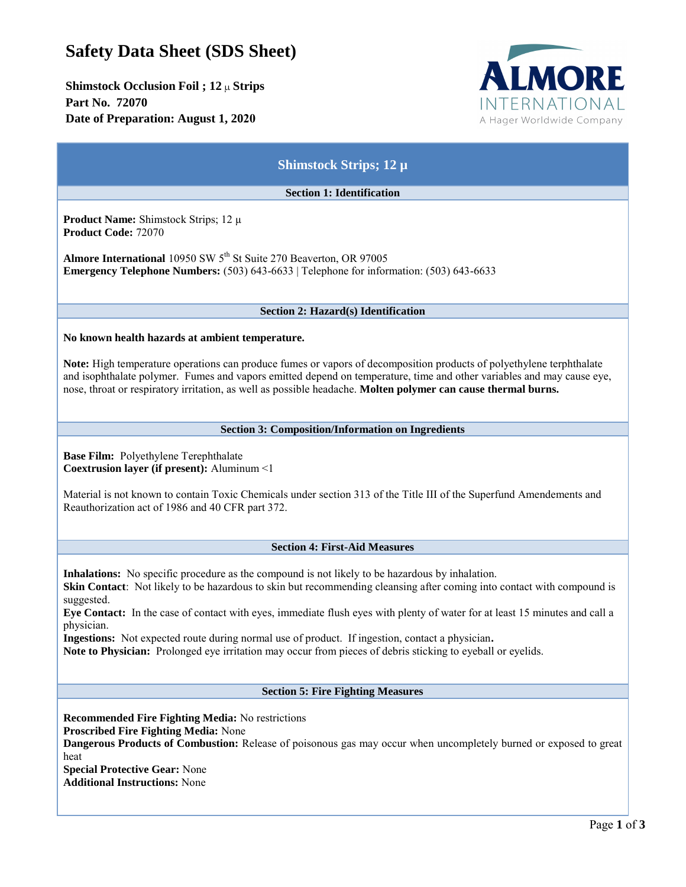# Safety Data Sheet (SDS Sheet)

**Shimstock Occlusion Foil ; 12 µ Strips**
**Part No. 72070**
**Date of Preparation: August 1, 2020**

ALMORE INTERNATIONAL
A Hager Worldwide Company

## Shimstock Strips; 12 µ

### Section 1: Identification

**Product Name:** Shimstock Strips; 12 µ
**Product Code:** 72070

**Almore International** 10950 SW 5th St Suite 270 Beaverton, OR 97005
**Emergency Telephone Numbers:** (503) 643-6633 | Telephone for information: (503) 643-6633

### Section 2: Hazard(s) Identification

**No known health hazards at ambient temperature.**

**Note:** High temperature operations can produce fumes or vapors of decomposition products of polyethylene terphthalate and isophthalate polymer. Fumes and vapors emitted depend on temperature, time and other variables and may cause eye, nose, throat or respiratory irritation, as well as possible headache. **Molten polymer can cause thermal burns.**

### Section 3: Composition/Information on Ingredients

**Base Film:** Polyethylene Terephthalate
**Coextrusion layer (if present):** Aluminum <1

Material is not known to contain Toxic Chemicals under section 313 of the Title III of the Superfund Amendements and Reauthorization act of 1986 and 40 CFR part 372.

### Section 4: First-Aid Measures

**Inhalations:** No specific procedure as the compound is not likely to be hazardous by inhalation.
**Skin Contact**: Not likely to be hazardous to skin but recommending cleansing after coming into contact with compound is suggested.
**Eye Contact:** In the case of contact with eyes, immediate flush eyes with plenty of water for at least 15 minutes and call a physician.
**Ingestions:** Not expected route during normal use of product. If ingestion, contact a physician**.**
**Note to Physician:** Prolonged eye irritation may occur from pieces of debris sticking to eyeball or eyelids.

### Section 5: Fire Fighting Measures

**Recommended Fire Fighting Media:** No restrictions
**Proscribed Fire Fighting Media:** None
**Dangerous Products of Combustion:** Release of poisonous gas may occur when uncompletely burned or exposed to great heat
**Special Protective Gear:** None
**Additional Instructions:** None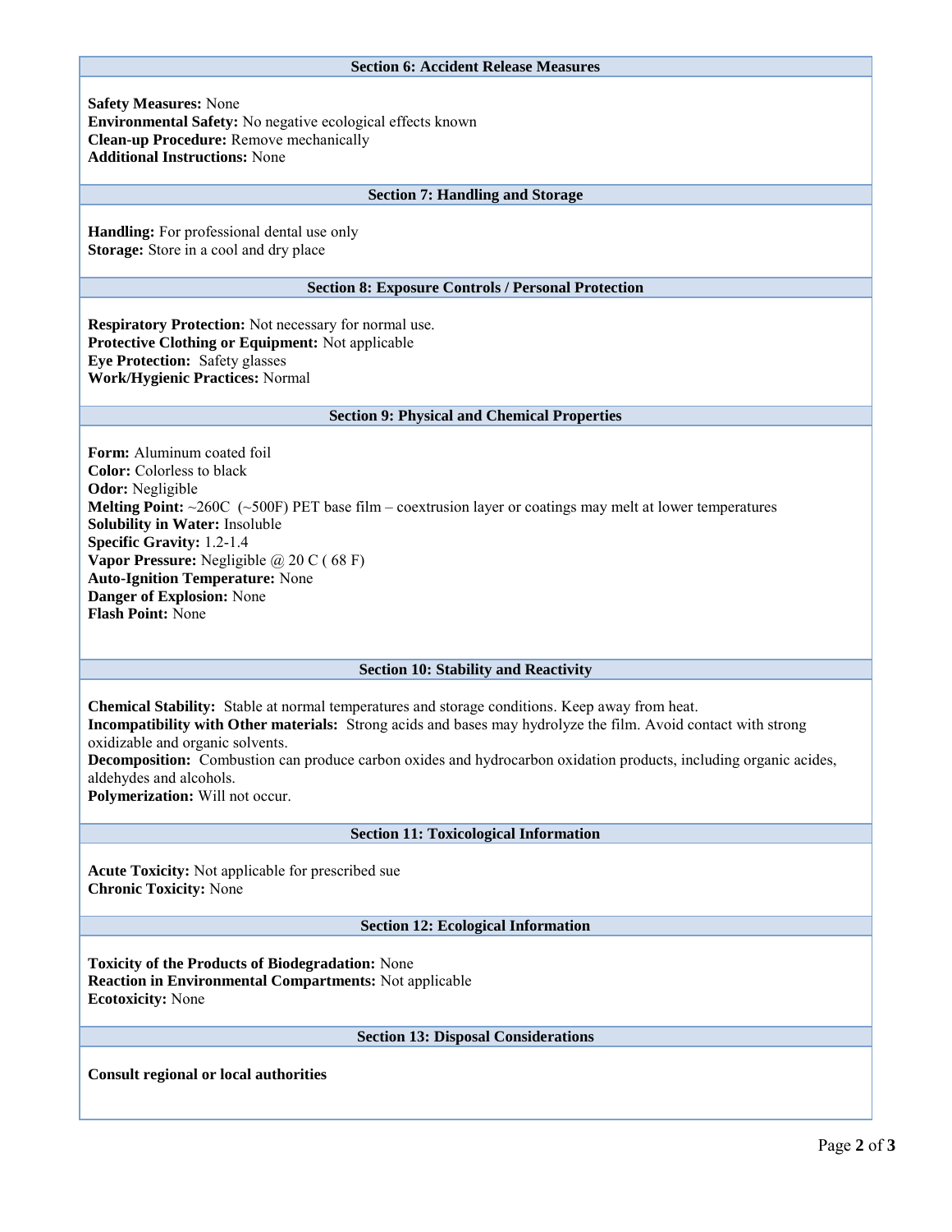## Section 6: Accident Release Measures

**Safety Measures:** None
**Environmental Safety:** No negative ecological effects known
**Clean-up Procedure:** Remove mechanically
**Additional Instructions:** None

## Section 7: Handling and Storage

**Handling:** For professional dental use only
**Storage:** Store in a cool and dry place

## Section 8: Exposure Controls / Personal Protection

**Respiratory Protection:** Not necessary for normal use.
**Protective Clothing or Equipment:** Not applicable
**Eye Protection:** Safety glasses
**Work/Hygienic Practices:** Normal

## Section 9: Physical and Chemical Properties

**Form:** Aluminum coated foil
**Color:** Colorless to black
**Odor:** Negligible
**Melting Point:** ~260C (~500F) PET base film – coextrusion layer or coatings may melt at lower temperatures
**Solubility in Water:** Insoluble
**Specific Gravity:** 1.2-1.4
**Vapor Pressure:** Negligible @ 20 C ( 68 F)
**Auto-Ignition Temperature:** None
**Danger of Explosion:** None
**Flash Point:** None

## Section 10: Stability and Reactivity

**Chemical Stability:** Stable at normal temperatures and storage conditions. Keep away from heat.
**Incompatibility with Other materials:** Strong acids and bases may hydrolyze the film. Avoid contact with strong oxidizable and organic solvents.
**Decomposition:** Combustion can produce carbon oxides and hydrocarbon oxidation products, including organic acides, aldehydes and alcohols.
**Polymerization:** Will not occur.

## Section 11: Toxicological Information

**Acute Toxicity:** Not applicable for prescribed sue
**Chronic Toxicity:** None

## Section 12: Ecological Information

**Toxicity of the Products of Biodegradation:** None
**Reaction in Environmental Compartments:** Not applicable
**Ecotoxicity:** None

## Section 13: Disposal Considerations

**Consult regional or local authorities**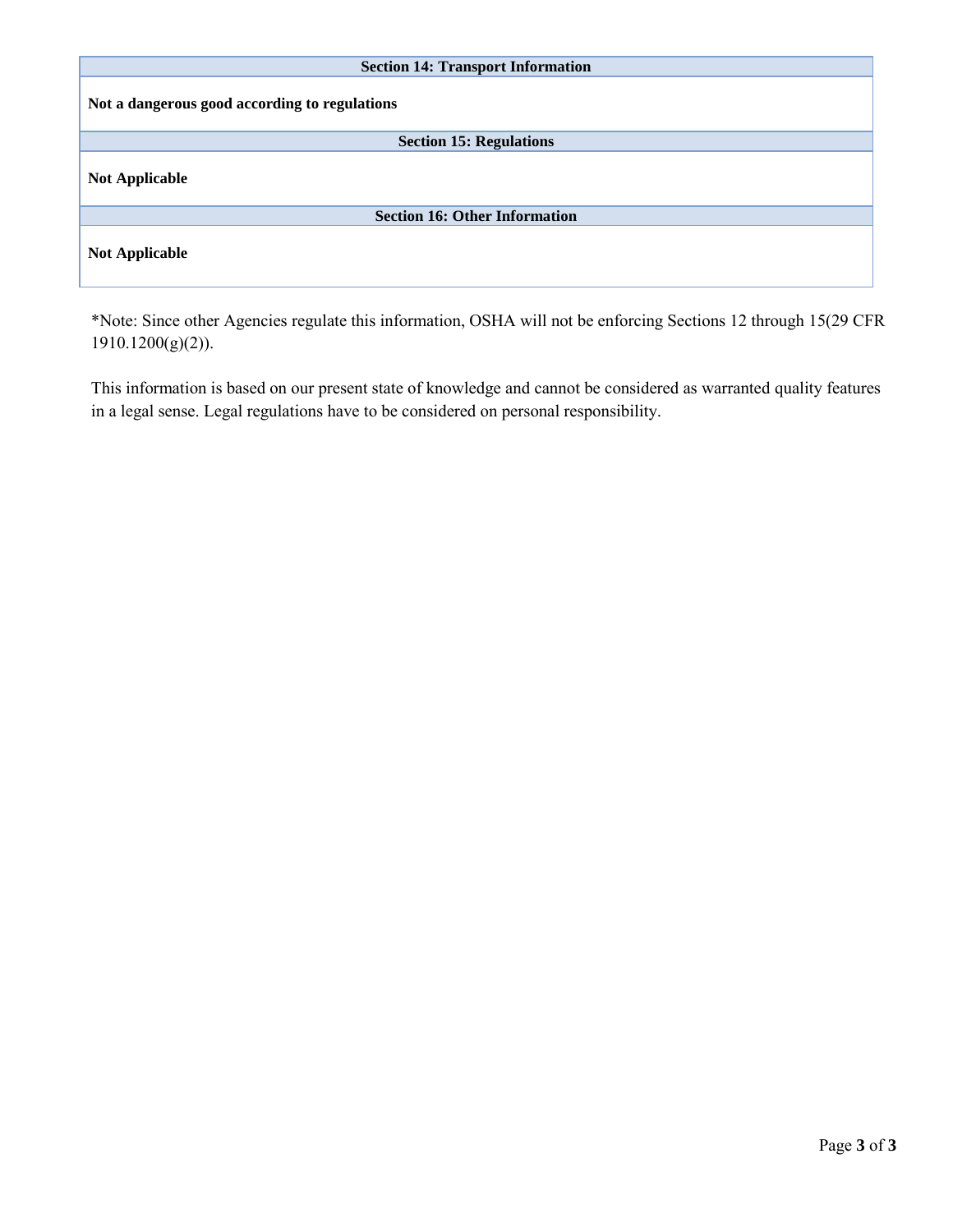## Section 14: Transport Information

**Not a dangerous good according to regulations**

## Section 15: Regulations

**Not Applicable**

## Section 16: Other Information

**Not Applicable**

*Note: Since other Agencies regulate this information, OSHA will not be enforcing Sections 12 through 15(29 CFR 1910.1200(g)(2)).

This information is based on our present state of knowledge and cannot be considered as warranted quality features in a legal sense. Legal regulations have to be considered on personal responsibility.